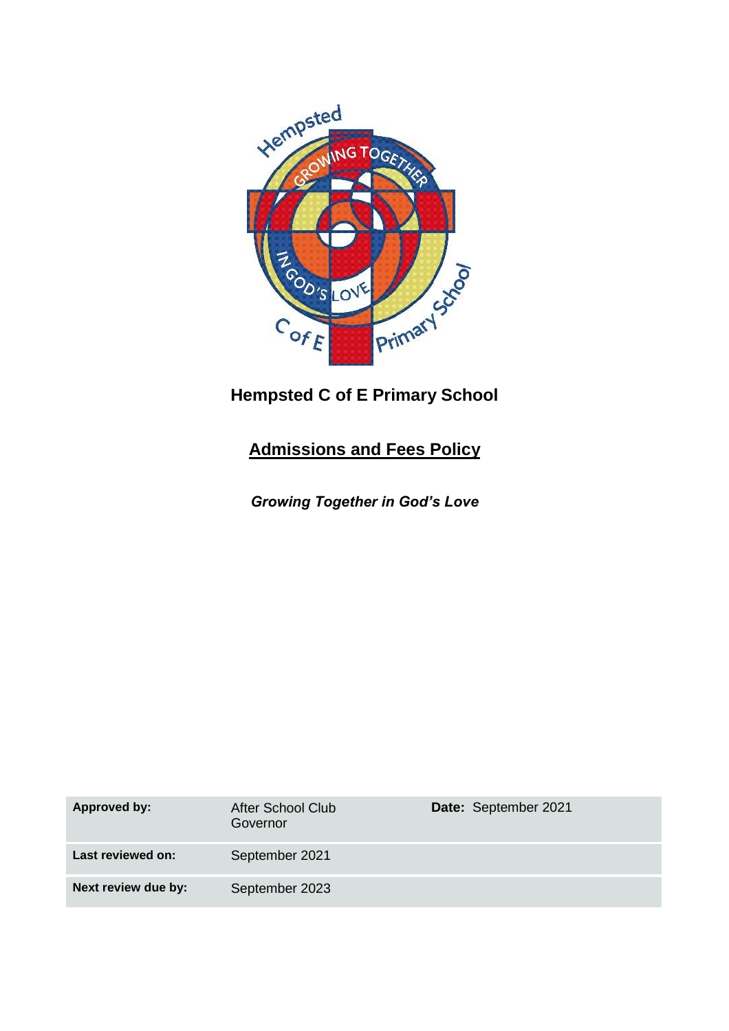# Hempsted C of E Primary School

## Admissions and Fees Policy

***Growing Together in God's Love***

| **Approved by:** | After School Club Governor | **Date:** September 2021 |
|---|---|---|
| **Last reviewed on:** | September 2021 | |
| **Next review due by:** | September 2023 | |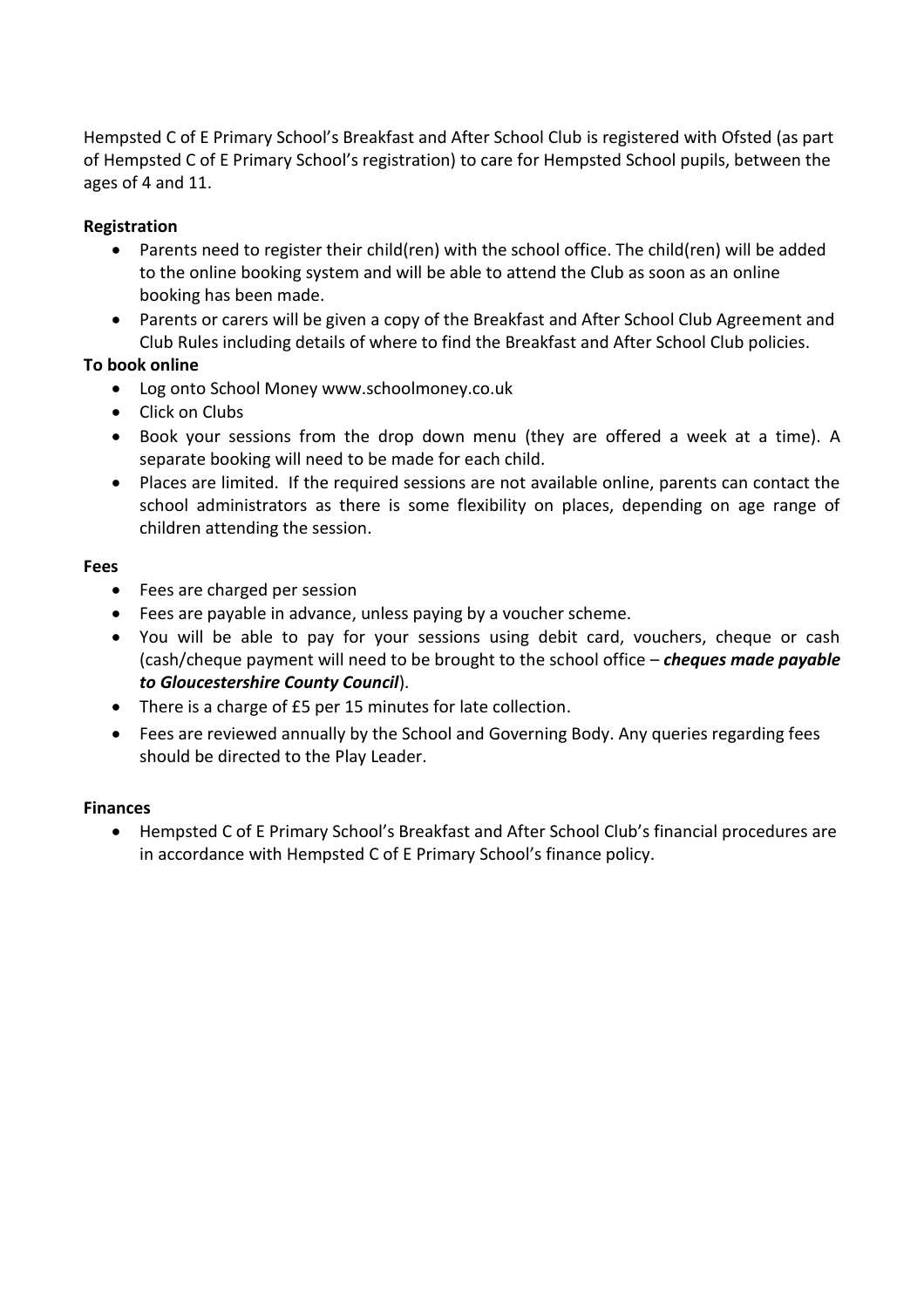Hempsted C of E Primary School's Breakfast and After School Club is registered with Ofsted (as part of Hempsted C of E Primary School's registration) to care for Hempsted School pupils, between the ages of 4 and 11.

**Registration**

- Parents need to register their child(ren) with the school office. The child(ren) will be added to the online booking system and will be able to attend the Club as soon as an online booking has been made.
- Parents or carers will be given a copy of the Breakfast and After School Club Agreement and Club Rules including details of where to find the Breakfast and After School Club policies.

**To book online**

- Log onto School Money www.schoolmoney.co.uk
- Click on Clubs
- Book your sessions from the drop down menu (they are offered a week at a time). A separate booking will need to be made for each child.
- Places are limited. If the required sessions are not available online, parents can contact the school administrators as there is some flexibility on places, depending on age range of children attending the session.

**Fees**

- Fees are charged per session
- Fees are payable in advance, unless paying by a voucher scheme.
- You will be able to pay for your sessions using debit card, vouchers, cheque or cash (cash/cheque payment will need to be brought to the school office – ***cheques made payable to Gloucestershire County Council***).
- There is a charge of £5 per 15 minutes for late collection.
- Fees are reviewed annually by the School and Governing Body. Any queries regarding fees should be directed to the Play Leader.

**Finances**

- Hempsted C of E Primary School's Breakfast and After School Club's financial procedures are in accordance with Hempsted C of E Primary School's finance policy.